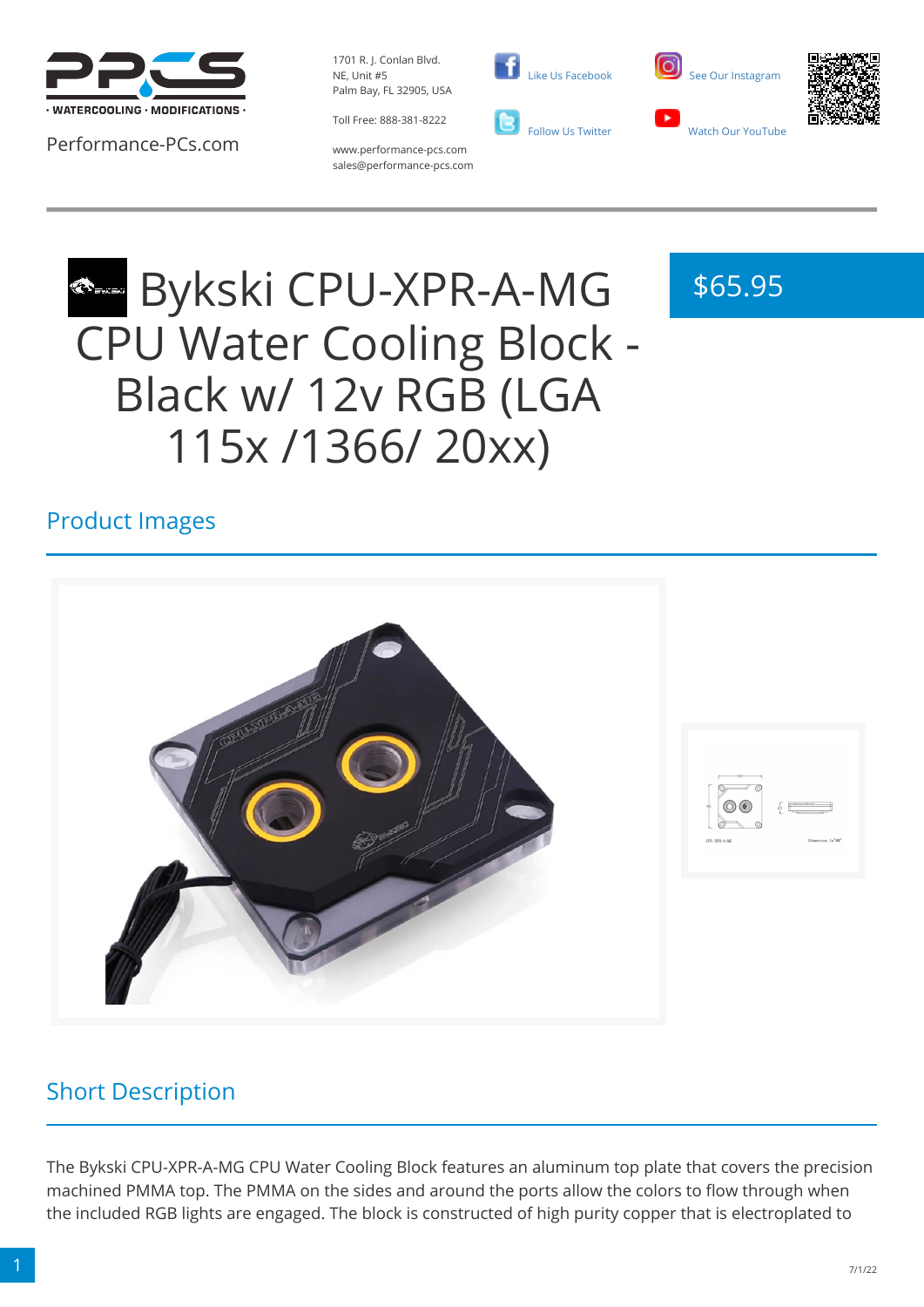Performance-PCs.com

1701 R. J. Conlan Blvd. NE, Unit #5
Palm Bay, FL 32905, USA

Toll Free: 888-381-8222

www.performance-pcs.com
sales@performance-pcs.com

Like Us Facebook

Follow Us Twitter

See Our Instagram

Watch Our YouTube

# Bykski CPU-XPR-A-MG CPU Water Cooling Block - Black w/ 12v RGB (LGA 115x /1366/ 20xx)

$65.95

## Product Images

## Short Description

The Bykski CPU-XPR-A-MG CPU Water Cooling Block features an aluminum top plate that covers the precision machined PMMA top. The PMMA on the sides and around the ports allow the colors to flow through when the included RGB lights are engaged. The block is constructed of high purity copper that is electroplated to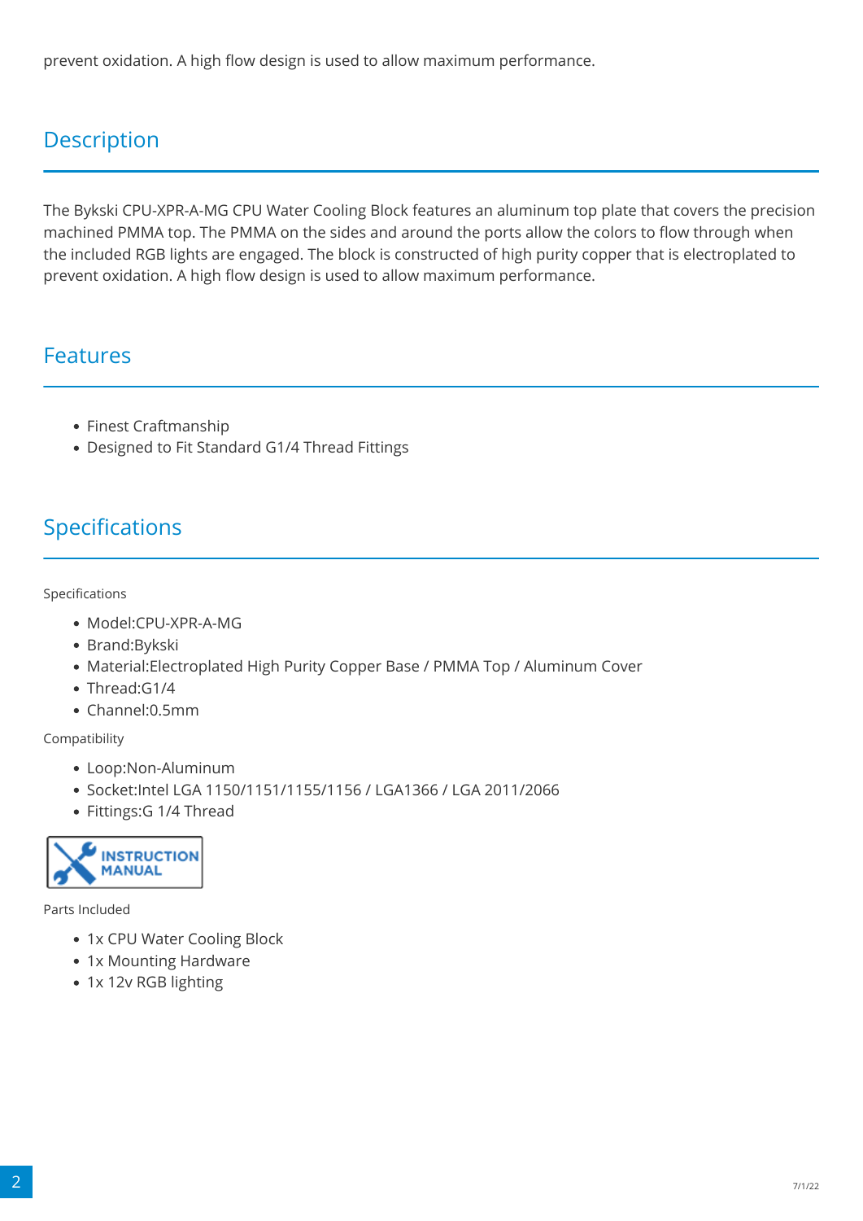prevent oxidation. A high flow design is used to allow maximum performance.

## Description

The Bykski CPU-XPR-A-MG CPU Water Cooling Block features an aluminum top plate that covers the precision machined PMMA top. The PMMA on the sides and around the ports allow the colors to flow through when the included RGB lights are engaged. The block is constructed of high purity copper that is electroplated to prevent oxidation. A high flow design is used to allow maximum performance.

## Features

- Finest Craftmanship
- Designed to Fit Standard G1/4 Thread Fittings

## Specifications

Specifications

- Model:CPU-XPR-A-MG
- Brand:Bykski
- Material:Electroplated High Purity Copper Base / PMMA Top / Aluminum Cover
- Thread:G1/4
- Channel:0.5mm

Compatibility

- Loop:Non-Aluminum
- Socket:Intel LGA 1150/1151/1155/1156 / LGA1366 / LGA 2011/2066
- Fittings:G 1/4 Thread

INSTRUCTION MANUAL

Parts Included

- 1x CPU Water Cooling Block
- 1x Mounting Hardware
- 1x 12v RGB lighting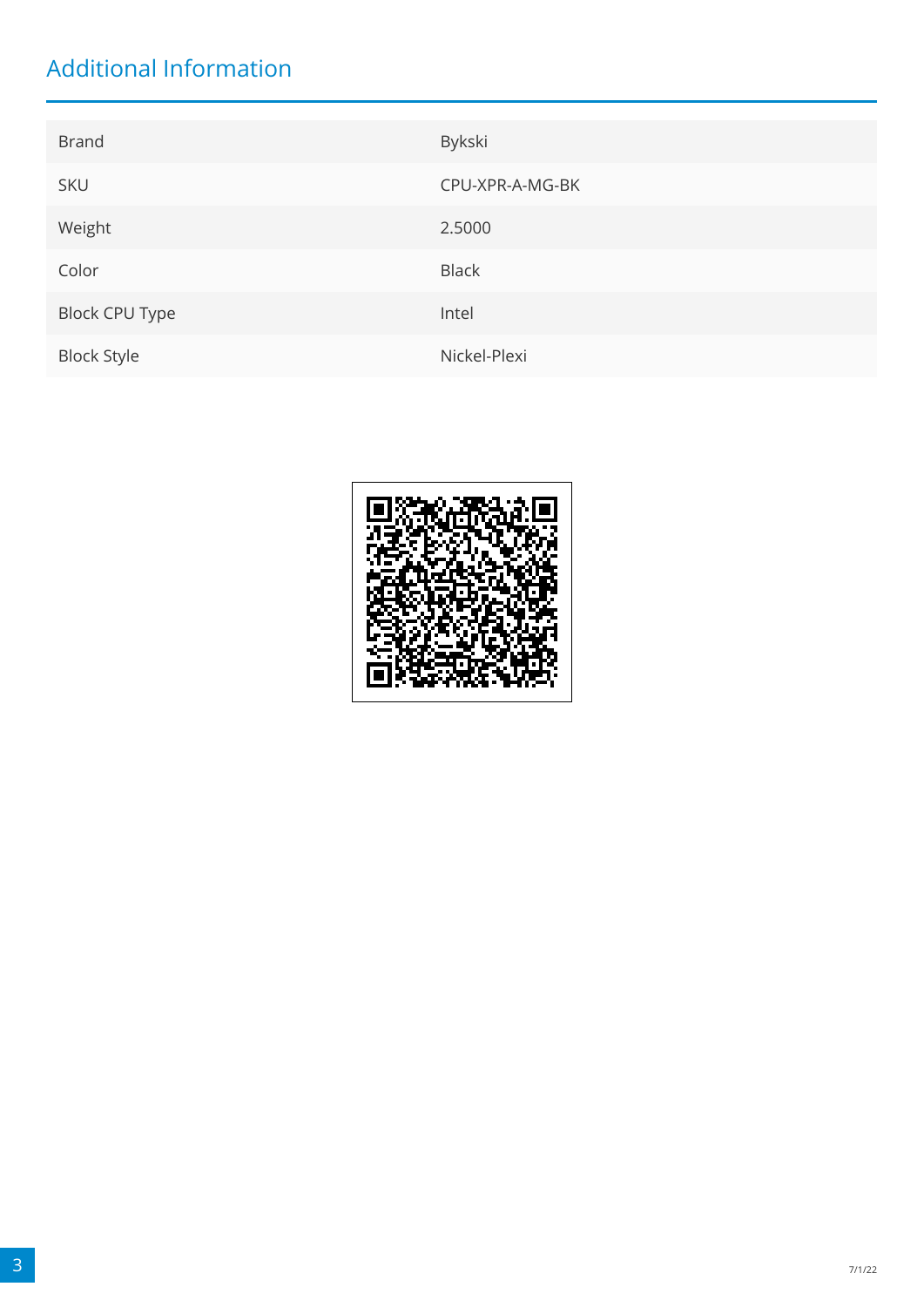## Additional Information

| | |
|---|---|
| Brand | Bykski |
| SKU | CPU-XPR-A-MG-BK |
| Weight | 2.5000 |
| Color | Black |
| Block CPU Type | Intel |
| Block Style | Nickel-Plexi |